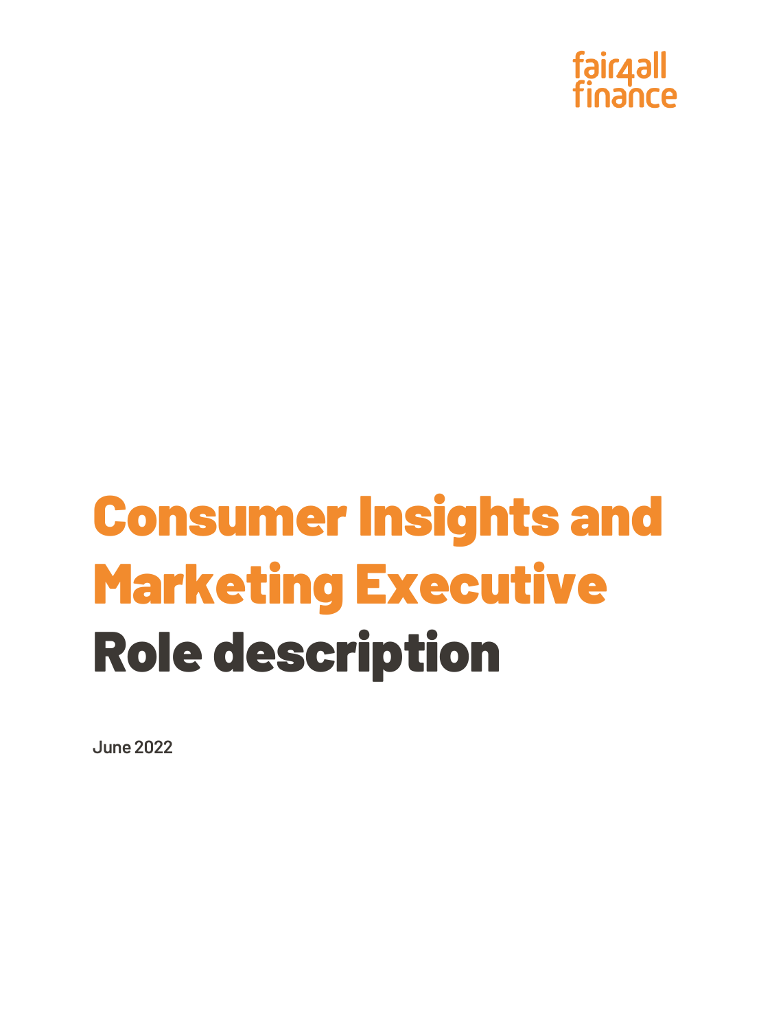fair4all finance

# Consumer Insights and Marketing Executive

# Role description

June 2022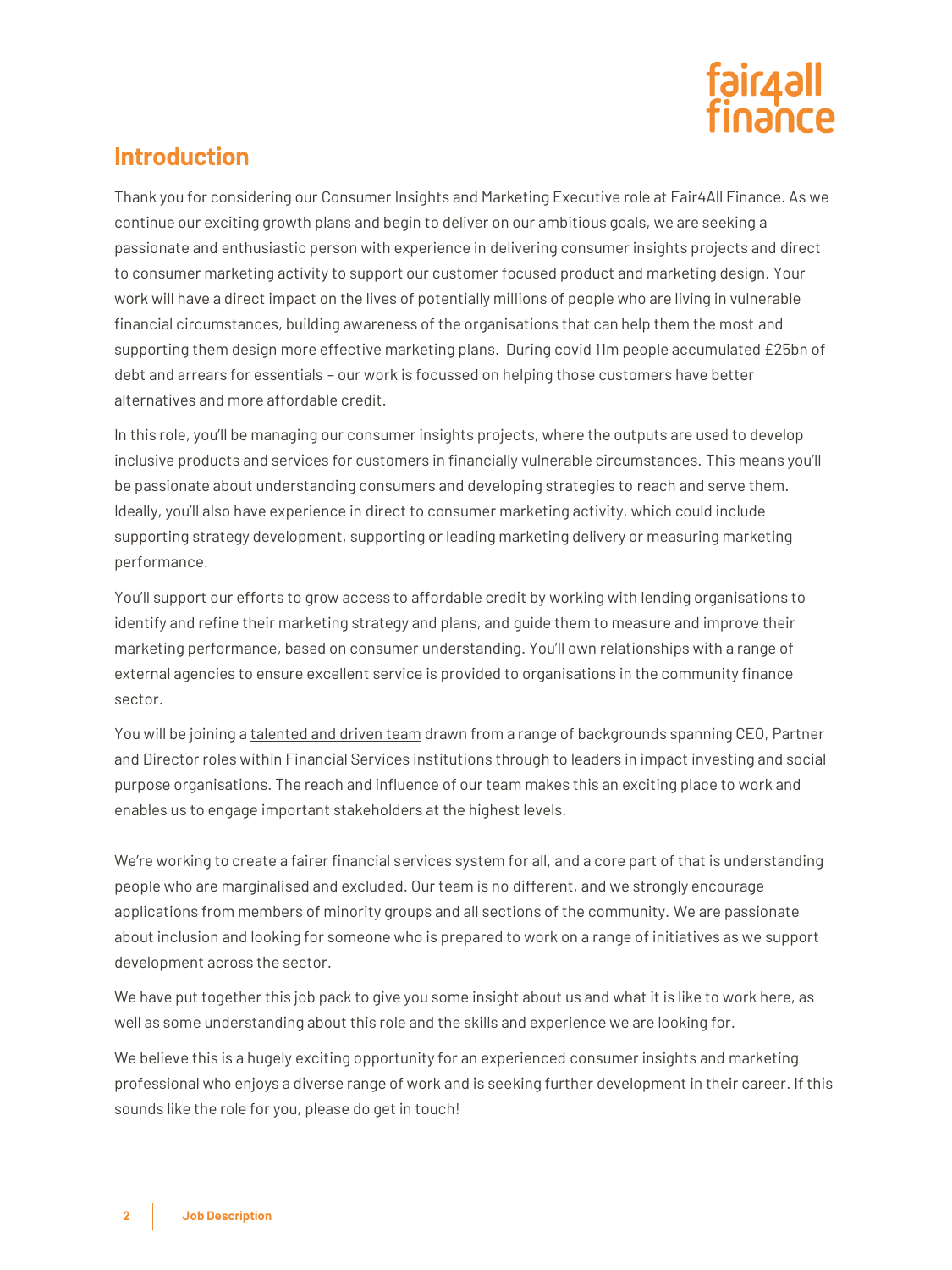## Introduction

Thank you for considering our Consumer Insights and Marketing Executive role at Fair4All Finance. As we continue our exciting growth plans and begin to deliver on our ambitious goals, we are seeking a passionate and enthusiastic person with experience in delivering consumer insights projects and direct to consumer marketing activity to support our customer focused product and marketing design. Your work will have a direct impact on the lives of potentially millions of people who are living in vulnerable financial circumstances, building awareness of the organisations that can help them the most and supporting them design more effective marketing plans. During covid 11m people accumulated £25bn of debt and arrears for essentials – our work is focussed on helping those customers have better alternatives and more affordable credit.

In this role, you'll be managing our consumer insights projects, where the outputs are used to develop inclusive products and services for customers in financially vulnerable circumstances. This means you'll be passionate about understanding consumers and developing strategies to reach and serve them. Ideally, you'll also have experience in direct to consumer marketing activity, which could include supporting strategy development, supporting or leading marketing delivery or measuring marketing performance.

You'll support our efforts to grow access to affordable credit by working with lending organisations to identify and refine their marketing strategy and plans, and guide them to measure and improve their marketing performance, based on consumer understanding. You'll own relationships with a range of external agencies to ensure excellent service is provided to organisations in the community finance sector.

You will be joining a talented and driven team drawn from a range of backgrounds spanning CEO, Partner and Director roles within Financial Services institutions through to leaders in impact investing and social purpose organisations. The reach and influence of our team makes this an exciting place to work and enables us to engage important stakeholders at the highest levels.

We're working to create a fairer financial services system for all, and a core part of that is understanding people who are marginalised and excluded. Our team is no different, and we strongly encourage applications from members of minority groups and all sections of the community. We are passionate about inclusion and looking for someone who is prepared to work on a range of initiatives as we support development across the sector.

We have put together this job pack to give you some insight about us and what it is like to work here, as well as some understanding about this role and the skills and experience we are looking for.

We believe this is a hugely exciting opportunity for an experienced consumer insights and marketing professional who enjoys a diverse range of work and is seeking further development in their career. If this sounds like the role for you, please do get in touch!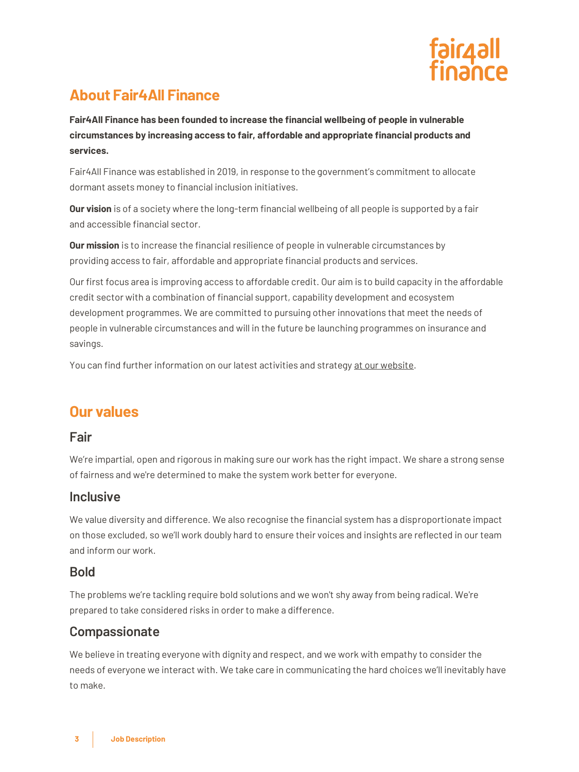## About Fair4All Finance

**Fair4All Finance has been founded to increase the financial wellbeing of people in vulnerable circumstances by increasing access to fair, affordable and appropriate financial products and services.**

Fair4All Finance was established in 2019, in response to the government's commitment to allocate dormant assets money to financial inclusion initiatives.

**Our vision** is of a society where the long-term financial wellbeing of all people is supported by a fair and accessible financial sector.

**Our mission** is to increase the financial resilience of people in vulnerable circumstances by providing access to fair, affordable and appropriate financial products and services.

Our first focus area is improving access to affordable credit. Our aim is to build capacity in the affordable credit sector with a combination of financial support, capability development and ecosystem development programmes. We are committed to pursuing other innovations that meet the needs of people in vulnerable circumstances and will in the future be launching programmes on insurance and savings.

You can find further information on our latest activities and strategy at our website.

## Our values

### Fair

We're impartial, open and rigorous in making sure our work has the right impact. We share a strong sense of fairness and we're determined to make the system work better for everyone.

### Inclusive

We value diversity and difference. We also recognise the financial system has a disproportionate impact on those excluded, so we'll work doubly hard to ensure their voices and insights are reflected in our team and inform our work.

### Bold

The problems we're tackling require bold solutions and we won't shy away from being radical. We're prepared to take considered risks in order to make a difference.

### Compassionate

We believe in treating everyone with dignity and respect, and we work with empathy to consider the needs of everyone we interact with. We take care in communicating the hard choices we'll inevitably have to make.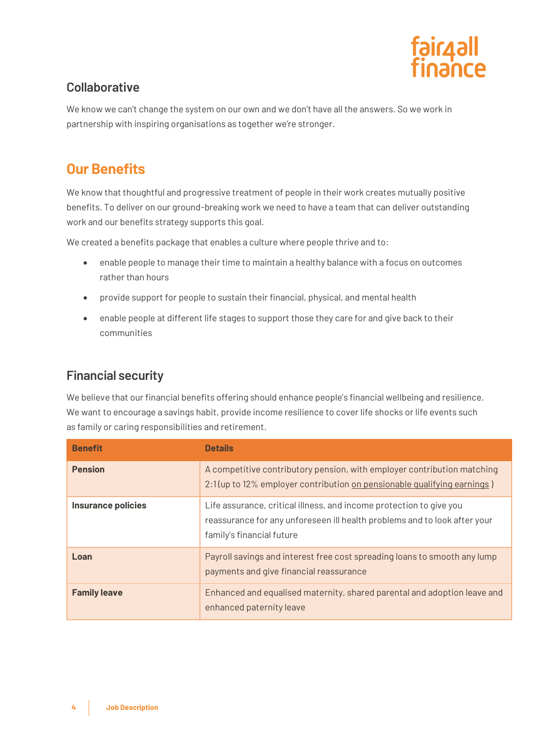### Collaborative

We know we can't change the system on our own and we don't have all the answers. So we work in partnership with inspiring organisations as together we're stronger.

## Our Benefits

We know that thoughtful and progressive treatment of people in their work creates mutually positive benefits. To deliver on our ground-breaking work we need to have a team that can deliver outstanding work and our benefits strategy supports this goal.

We created a benefits package that enables a culture where people thrive and to:

- enable people to manage their time to maintain a healthy balance with a focus on outcomes rather than hours
- provide support for people to sustain their financial, physical, and mental health
- enable people at different life stages to support those they care for and give back to their communities

### Financial security

We believe that our financial benefits offering should enhance people's financial wellbeing and resilience. We want to encourage a savings habit, provide income resilience to cover life shocks or life events such as family or caring responsibilities and retirement.

| Benefit | Details |
|---|---|
| **Pension** | A competitive contributory pension, with employer contribution matching 2:1 (up to 12% employer contribution on pensionable qualifying earnings ) |
| **Insurance policies** | Life assurance, critical illness, and income protection to give you reassurance for any unforeseen ill health problems and to look after your family's financial future |
| **Loan** | Payroll savings and interest free cost spreading loans to smooth any lump payments and give financial reassurance |
| **Family leave** | Enhanced and equalised maternity, shared parental and adoption leave and enhanced paternity leave |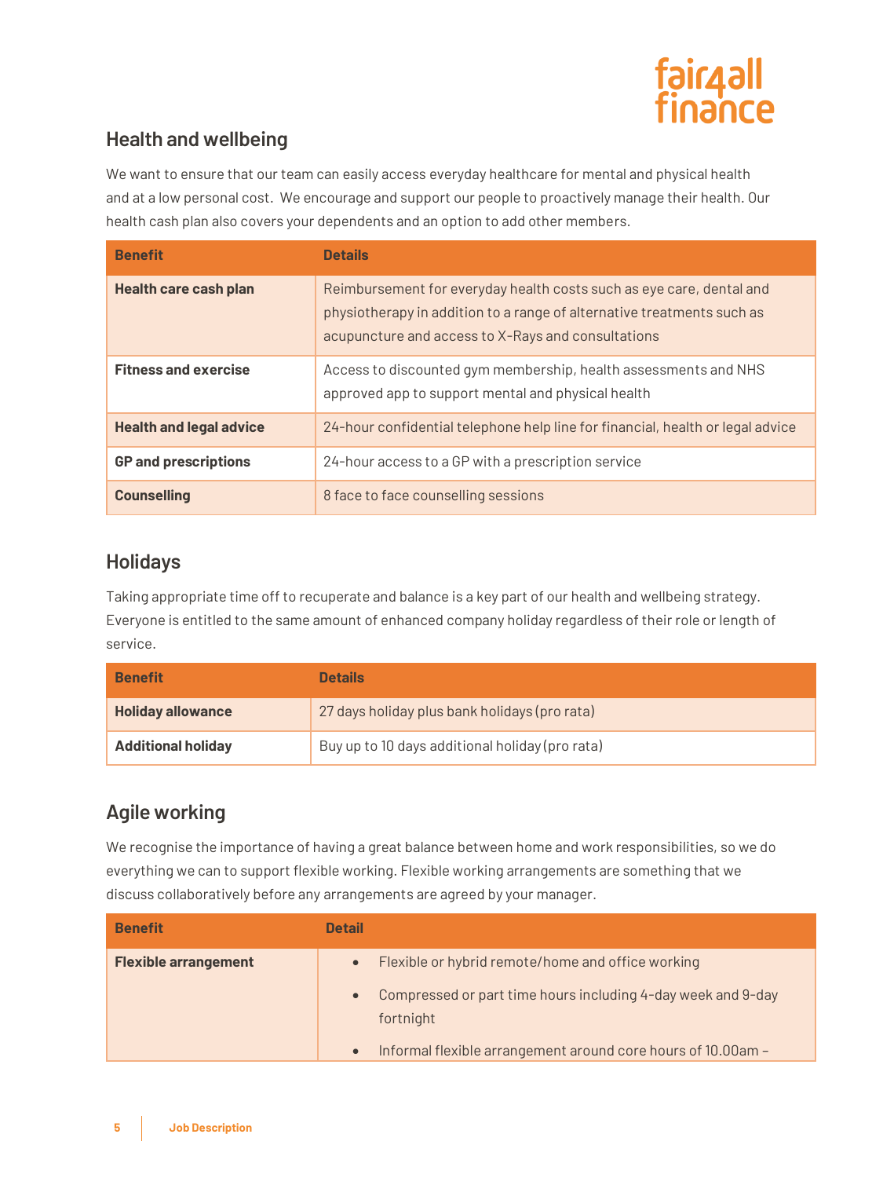## Health and wellbeing

We want to ensure that our team can easily access everyday healthcare for mental and physical health and at a low personal cost. We encourage and support our people to proactively manage their health. Our health cash plan also covers your dependents and an option to add other members.

| Benefit | Details |
|---|---|
| **Health care cash plan** | Reimbursement for everyday health costs such as eye care, dental and physiotherapy in addition to a range of alternative treatments such as acupuncture and access to X-Rays and consultations |
| **Fitness and exercise** | Access to discounted gym membership, health assessments and NHS approved app to support mental and physical health |
| **Health and legal advice** | 24-hour confidential telephone help line for financial, health or legal advice |
| **GP and prescriptions** | 24-hour access to a GP with a prescription service |
| **Counselling** | 8 face to face counselling sessions |

## Holidays

Taking appropriate time off to recuperate and balance is a key part of our health and wellbeing strategy. Everyone is entitled to the same amount of enhanced company holiday regardless of their role or length of service.

| Benefit | Details |
|---|---|
| **Holiday allowance** | 27 days holiday plus bank holidays (pro rata) |
| **Additional holiday** | Buy up to 10 days additional holiday (pro rata) |

## Agile working

We recognise the importance of having a great balance between home and work responsibilities, so we do everything we can to support flexible working. Flexible working arrangements are something that we discuss collaboratively before any arrangements are agreed by your manager.

| Benefit | Detail |
|---|---|
| **Flexible arrangement** | • Flexible or hybrid remote/home and office working<br>• Compressed or part time hours including 4-day week and 9-day fortnight<br>• Informal flexible arrangement around core hours of 10.00am – |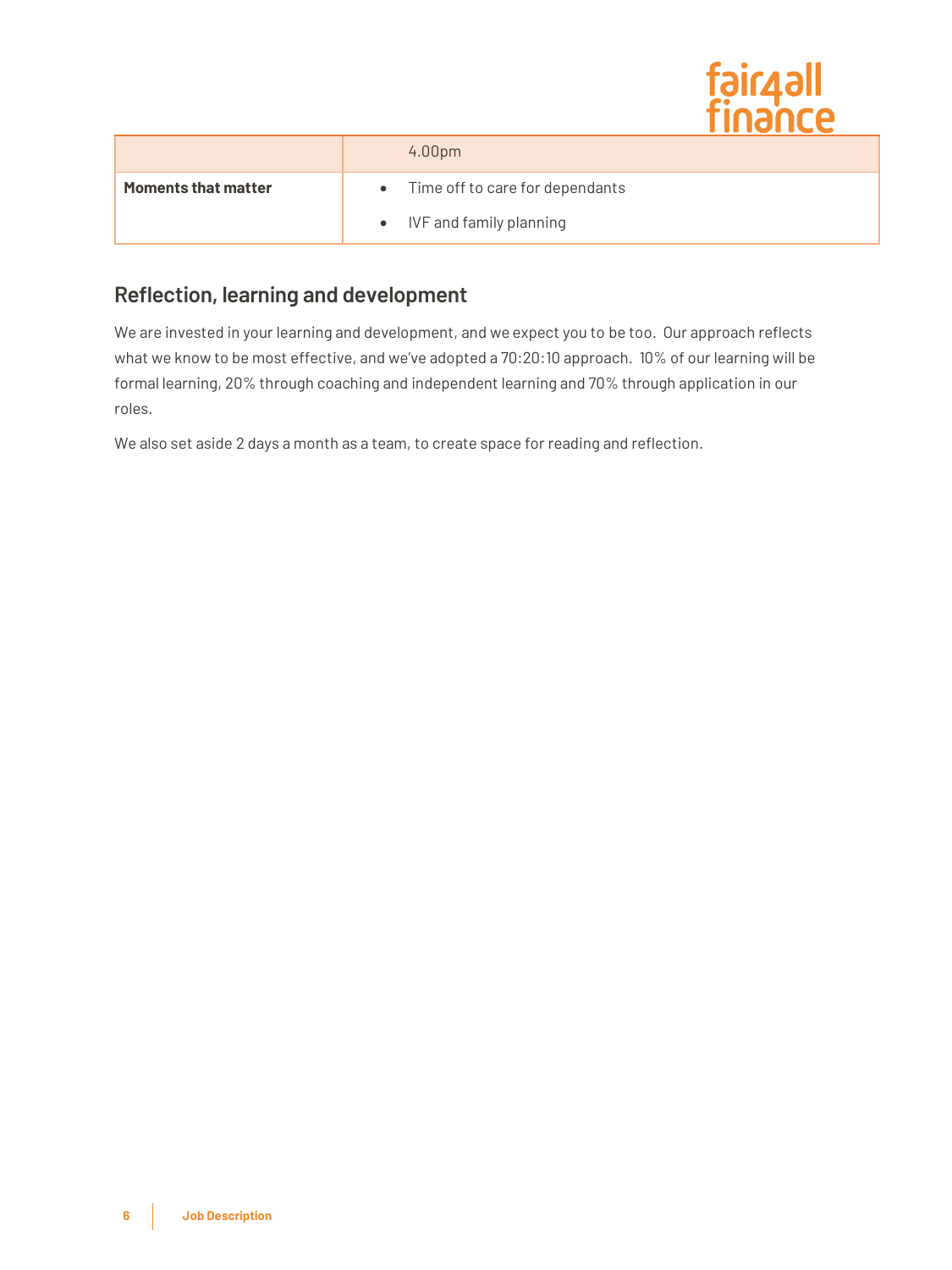| | |
|---|---|
| | 4.00pm |
| **Moments that matter** | • Time off to care for dependants<br>• IVF and family planning |

## Reflection, learning and development

We are invested in your learning and development, and we expect you to be too. Our approach reflects what we know to be most effective, and we've adopted a 70:20:10 approach. 10% of our learning will be formal learning, 20% through coaching and independent learning and 70% through application in our roles.

We also set aside 2 days a month as a team, to create space for reading and reflection.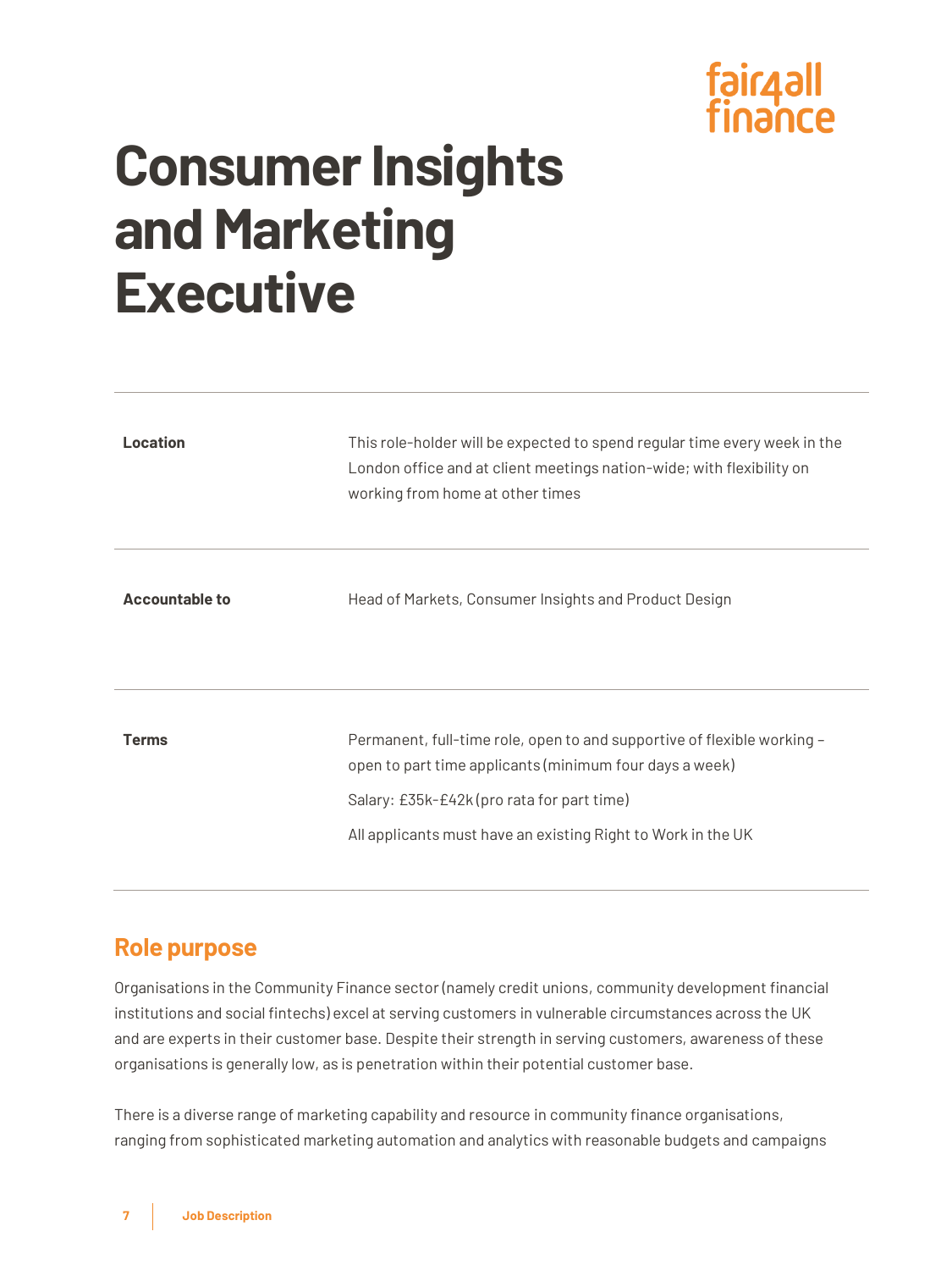# Consumer Insights and Marketing Executive

| | |
|---|---|
| **Location** | This role-holder will be expected to spend regular time every week in the London office and at client meetings nation-wide; with flexibility on working from home at other times |
| **Accountable to** | Head of Markets, Consumer Insights and Product Design |
| **Terms** | Permanent, full-time role, open to and supportive of flexible working – open to part time applicants (minimum four days a week)<br>Salary: £35k-£42k (pro rata for part time)<br>All applicants must have an existing Right to Work in the UK |

## Role purpose

Organisations in the Community Finance sector (namely credit unions, community development financial institutions and social fintechs) excel at serving customers in vulnerable circumstances across the UK and are experts in their customer base. Despite their strength in serving customers, awareness of these organisations is generally low, as is penetration within their potential customer base.

There is a diverse range of marketing capability and resource in community finance organisations, ranging from sophisticated marketing automation and analytics with reasonable budgets and campaigns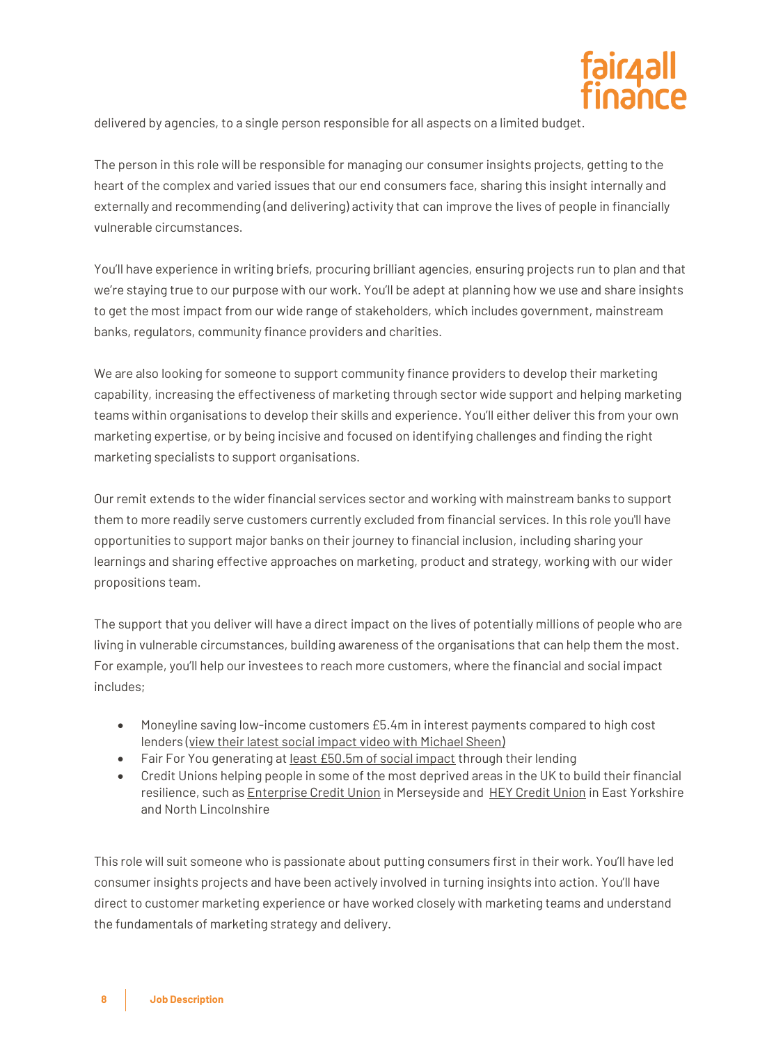delivered by agencies, to a single person responsible for all aspects on a limited budget.

The person in this role will be responsible for managing our consumer insights projects, getting to the heart of the complex and varied issues that our end consumers face, sharing this insight internally and externally and recommending (and delivering) activity that can improve the lives of people in financially vulnerable circumstances.

You'll have experience in writing briefs, procuring brilliant agencies, ensuring projects run to plan and that we're staying true to our purpose with our work. You'll be adept at planning how we use and share insights to get the most impact from our wide range of stakeholders, which includes government, mainstream banks, regulators, community finance providers and charities.

We are also looking for someone to support community finance providers to develop their marketing capability, increasing the effectiveness of marketing through sector wide support and helping marketing teams within organisations to develop their skills and experience. You'll either deliver this from your own marketing expertise, or by being incisive and focused on identifying challenges and finding the right marketing specialists to support organisations.

Our remit extends to the wider financial services sector and working with mainstream banks to support them to more readily serve customers currently excluded from financial services. In this role you'll have opportunities to support major banks on their journey to financial inclusion, including sharing your learnings and sharing effective approaches on marketing, product and strategy, working with our wider propositions team.

The support that you deliver will have a direct impact on the lives of potentially millions of people who are living in vulnerable circumstances, building awareness of the organisations that can help them the most. For example, you'll help our investees to reach more customers, where the financial and social impact includes;

- Moneyline saving low-income customers £5.4m in interest payments compared to high cost lenders (view their latest social impact video with Michael Sheen)
- Fair For You generating at least £50.5m of social impact through their lending
- Credit Unions helping people in some of the most deprived areas in the UK to build their financial resilience, such as Enterprise Credit Union in Merseyside and HEY Credit Union in East Yorkshire and North Lincolnshire

This role will suit someone who is passionate about putting consumers first in their work. You'll have led consumer insights projects and have been actively involved in turning insights into action. You'll have direct to customer marketing experience or have worked closely with marketing teams and understand the fundamentals of marketing strategy and delivery.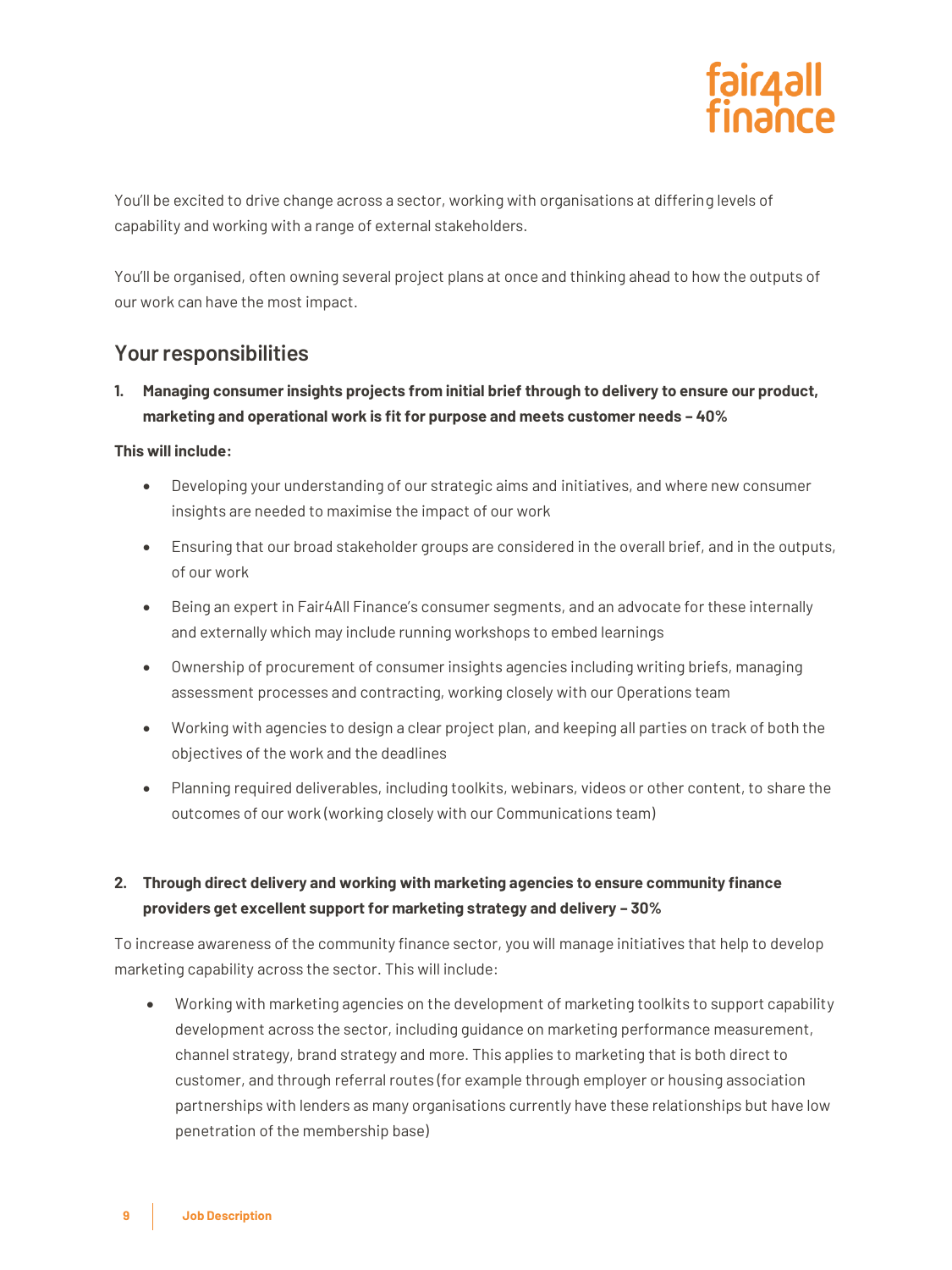You'll be excited to drive change across a sector, working with organisations at differing levels of capability and working with a range of external stakeholders.

You'll be organised, often owning several project plans at once and thinking ahead to how the outputs of our work can have the most impact.

## Your responsibilities

1. **Managing consumer insights projects from initial brief through to delivery to ensure our product, marketing and operational work is fit for purpose and meets customer needs – 40%**

**This will include:**

- Developing your understanding of our strategic aims and initiatives, and where new consumer insights are needed to maximise the impact of our work
- Ensuring that our broad stakeholder groups are considered in the overall brief, and in the outputs, of our work
- Being an expert in Fair4All Finance's consumer segments, and an advocate for these internally and externally which may include running workshops to embed learnings
- Ownership of procurement of consumer insights agencies including writing briefs, managing assessment processes and contracting, working closely with our Operations team
- Working with agencies to design a clear project plan, and keeping all parties on track of both the objectives of the work and the deadlines
- Planning required deliverables, including toolkits, webinars, videos or other content, to share the outcomes of our work (working closely with our Communications team)

2. **Through direct delivery and working with marketing agencies to ensure community finance providers get excellent support for marketing strategy and delivery – 30%**

To increase awareness of the community finance sector, you will manage initiatives that help to develop marketing capability across the sector. This will include:

- Working with marketing agencies on the development of marketing toolkits to support capability development across the sector, including guidance on marketing performance measurement, channel strategy, brand strategy and more. This applies to marketing that is both direct to customer, and through referral routes (for example through employer or housing association partnerships with lenders as many organisations currently have these relationships but have low penetration of the membership base)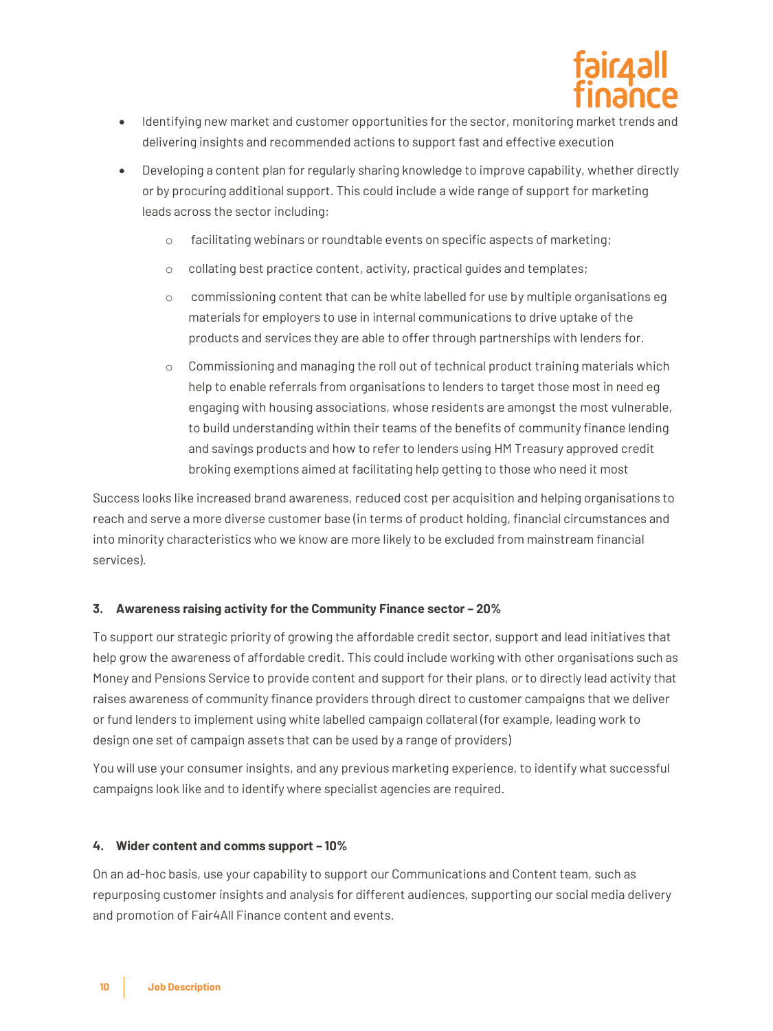- Identifying new market and customer opportunities for the sector, monitoring market trends and delivering insights and recommended actions to support fast and effective execution
- Developing a content plan for regularly sharing knowledge to improve capability, whether directly or by procuring additional support. This could include a wide range of support for marketing leads across the sector including:
    - facilitating webinars or roundtable events on specific aspects of marketing;
    - collating best practice content, activity, practical guides and templates;
    - commissioning content that can be white labelled for use by multiple organisations eg materials for employers to use in internal communications to drive uptake of the products and services they are able to offer through partnerships with lenders for.
    - Commissioning and managing the roll out of technical product training materials which help to enable referrals from organisations to lenders to target those most in need eg engaging with housing associations, whose residents are amongst the most vulnerable, to build understanding within their teams of the benefits of community finance lending and savings products and how to refer to lenders using HM Treasury approved credit broking exemptions aimed at facilitating help getting to those who need it most

Success looks like increased brand awareness, reduced cost per acquisition and helping organisations to reach and serve a more diverse customer base (in terms of product holding, financial circumstances and into minority characteristics who we know are more likely to be excluded from mainstream financial services).

### 3. Awareness raising activity for the Community Finance sector – 20%

To support our strategic priority of growing the affordable credit sector, support and lead initiatives that help grow the awareness of affordable credit. This could include working with other organisations such as Money and Pensions Service to provide content and support for their plans, or to directly lead activity that raises awareness of community finance providers through direct to customer campaigns that we deliver or fund lenders to implement using white labelled campaign collateral (for example, leading work to design one set of campaign assets that can be used by a range of providers)

You will use your consumer insights, and any previous marketing experience, to identify what successful campaigns look like and to identify where specialist agencies are required.

### 4. Wider content and comms support – 10%

On an ad-hoc basis, use your capability to support our Communications and Content team, such as repurposing customer insights and analysis for different audiences, supporting our social media delivery and promotion of Fair4All Finance content and events.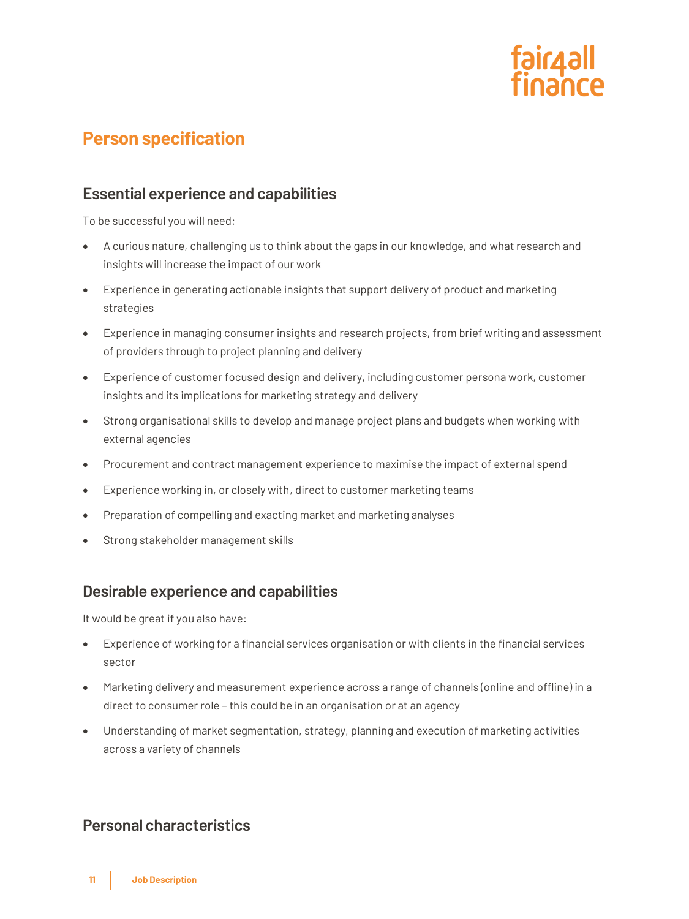# Person specification

## Essential experience and capabilities

To be successful you will need:

- A curious nature, challenging us to think about the gaps in our knowledge, and what research and insights will increase the impact of our work
- Experience in generating actionable insights that support delivery of product and marketing strategies
- Experience in managing consumer insights and research projects, from brief writing and assessment of providers through to project planning and delivery
- Experience of customer focused design and delivery, including customer persona work, customer insights and its implications for marketing strategy and delivery
- Strong organisational skills to develop and manage project plans and budgets when working with external agencies
- Procurement and contract management experience to maximise the impact of external spend
- Experience working in, or closely with, direct to customer marketing teams
- Preparation of compelling and exacting market and marketing analyses
- Strong stakeholder management skills

## Desirable experience and capabilities

It would be great if you also have:

- Experience of working for a financial services organisation or with clients in the financial services sector
- Marketing delivery and measurement experience across a range of channels (online and offline) in a direct to consumer role – this could be in an organisation or at an agency
- Understanding of market segmentation, strategy, planning and execution of marketing activities across a variety of channels

## Personal characteristics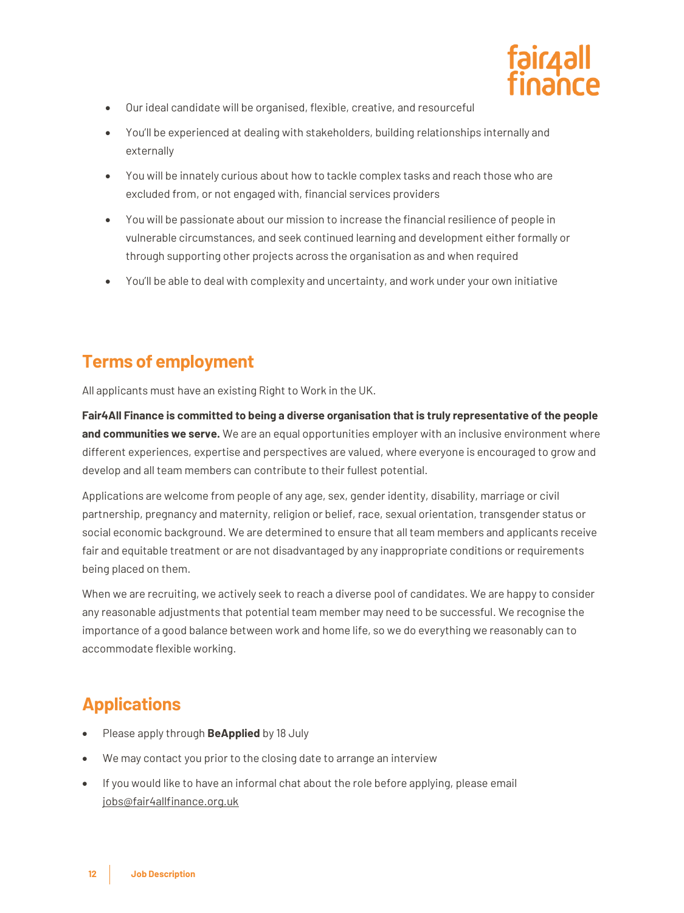- Our ideal candidate will be organised, flexible, creative, and resourceful
- You'll be experienced at dealing with stakeholders, building relationships internally and externally
- You will be innately curious about how to tackle complex tasks and reach those who are excluded from, or not engaged with, financial services providers
- You will be passionate about our mission to increase the financial resilience of people in vulnerable circumstances, and seek continued learning and development either formally or through supporting other projects across the organisation as and when required
- You'll be able to deal with complexity and uncertainty, and work under your own initiative

## Terms of employment

All applicants must have an existing Right to Work in the UK.

**Fair4All Finance is committed to being a diverse organisation that is truly representative of the people and communities we serve.** We are an equal opportunities employer with an inclusive environment where different experiences, expertise and perspectives are valued, where everyone is encouraged to grow and develop and all team members can contribute to their fullest potential.

Applications are welcome from people of any age, sex, gender identity, disability, marriage or civil partnership, pregnancy and maternity, religion or belief, race, sexual orientation, transgender status or social economic background. We are determined to ensure that all team members and applicants receive fair and equitable treatment or are not disadvantaged by any inappropriate conditions or requirements being placed on them.

When we are recruiting, we actively seek to reach a diverse pool of candidates. We are happy to consider any reasonable adjustments that potential team member may need to be successful. We recognise the importance of a good balance between work and home life, so we do everything we reasonably can to accommodate flexible working.

## Applications

- Please apply through **BeApplied** by 18 July
- We may contact you prior to the closing date to arrange an interview
- If you would like to have an informal chat about the role before applying, please email jobs@fair4allfinance.org.uk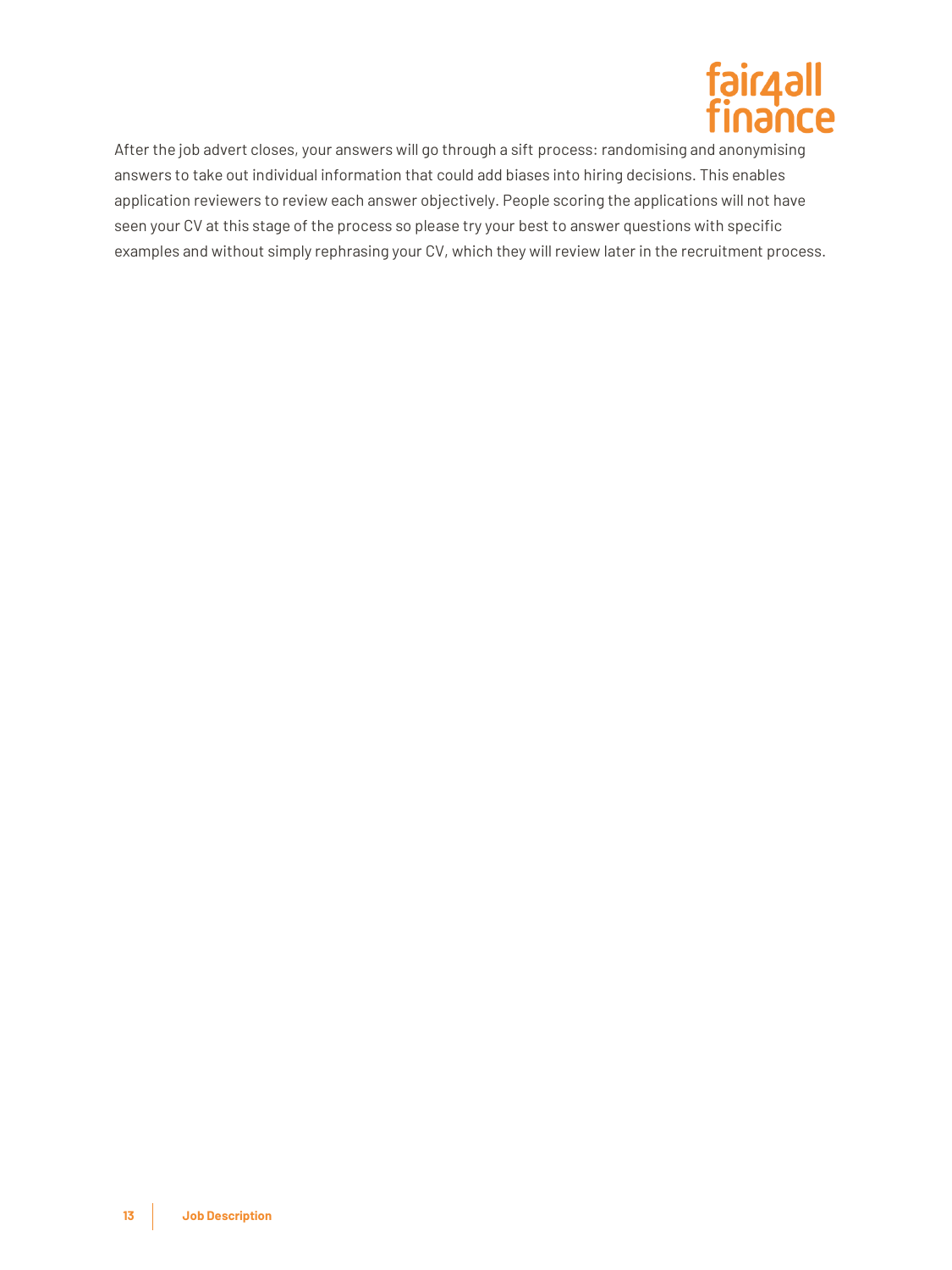After the job advert closes, your answers will go through a sift process: randomising and anonymising answers to take out individual information that could add biases into hiring decisions. This enables application reviewers to review each answer objectively. People scoring the applications will not have seen your CV at this stage of the process so please try your best to answer questions with specific examples and without simply rephrasing your CV, which they will review later in the recruitment process.